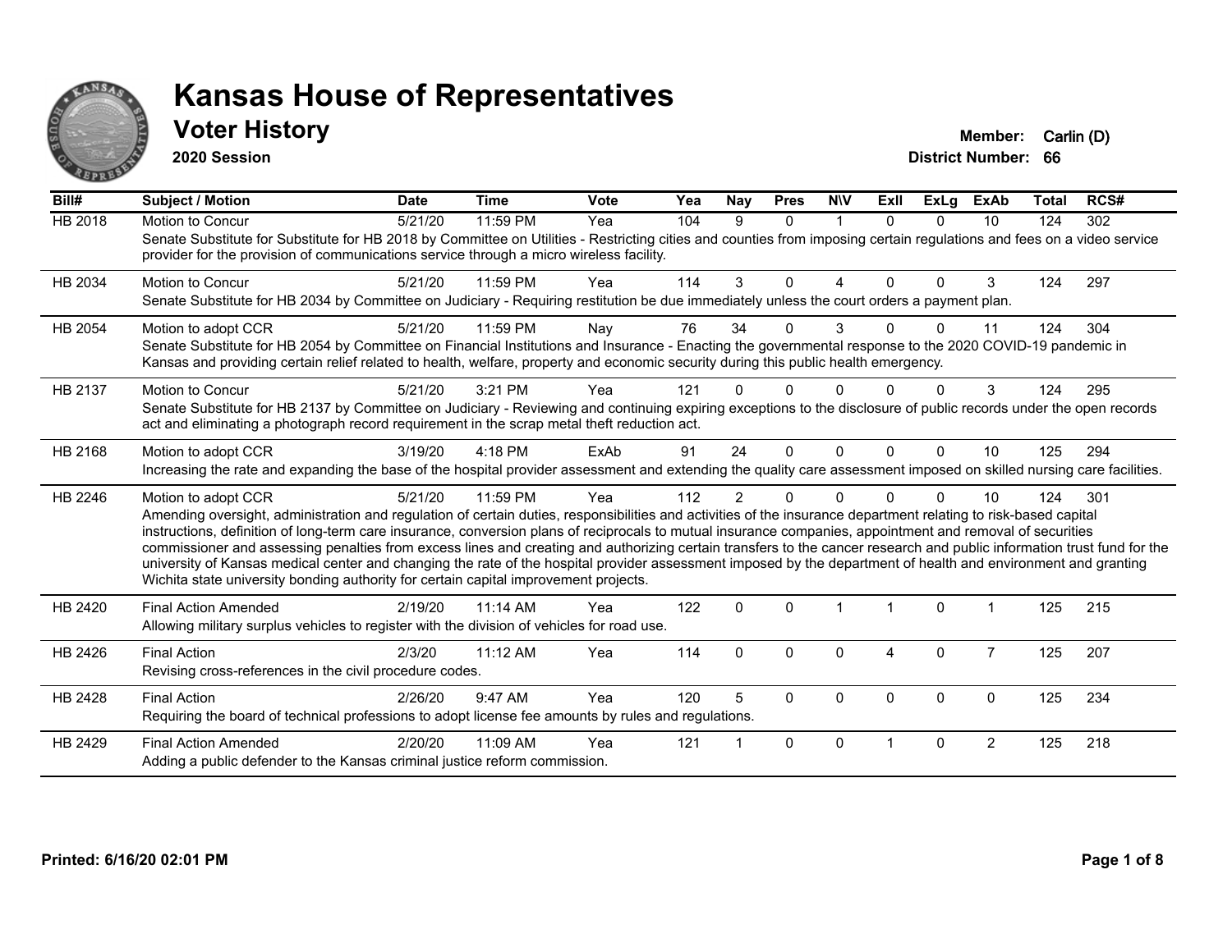# Kansas House of Representatives

## Voter History

**2020 Session**

**Member:** Carlin (D)
**District Number:** 66

| Bill# | Subject / Motion | Date | Time | Vote | Yea | Nay | Pres | N\V | ExII | ExLg | ExAb | Total | RCS# |
|---|---|---|---|---|---|---|---|---|---|---|---|---|---|
| HB 2018 | Motion to Concur | 5/21/20 | 11:59 PM | Yea | 104 | 9 | 0 | 1 | 0 | 0 | 10 | 124 | 302 |
| | Senate Substitute for Substitute for HB 2018 by Committee on Utilities - Restricting cities and counties from imposing certain regulations and fees on a video service provider for the provision of communications service through a micro wireless facility. | | | | | | | | | | | | |
| HB 2034 | Motion to Concur | 5/21/20 | 11:59 PM | Yea | 114 | 3 | 0 | 4 | 0 | 0 | 3 | 124 | 297 |
| | Senate Substitute for HB 2034 by Committee on Judiciary - Requiring restitution be due immediately unless the court orders a payment plan. | | | | | | | | | | | | |
| HB 2054 | Motion to adopt CCR | 5/21/20 | 11:59 PM | Nay | 76 | 34 | 0 | 3 | 0 | 0 | 11 | 124 | 304 |
| | Senate Substitute for HB 2054 by Committee on Financial Institutions and Insurance - Enacting the governmental response to the 2020 COVID-19 pandemic in Kansas and providing certain relief related to health, welfare, property and economic security during this public health emergency. | | | | | | | | | | | | |
| HB 2137 | Motion to Concur | 5/21/20 | 3:21 PM | Yea | 121 | 0 | 0 | 0 | 0 | 0 | 3 | 124 | 295 |
| | Senate Substitute for HB 2137 by Committee on Judiciary - Reviewing and continuing expiring exceptions to the disclosure of public records under the open records act and eliminating a photograph record requirement in the scrap metal theft reduction act. | | | | | | | | | | | | |
| HB 2168 | Motion to adopt CCR | 3/19/20 | 4:18 PM | ExAb | 91 | 24 | 0 | 0 | 0 | 0 | 10 | 125 | 294 |
| | Increasing the rate and expanding the base of the hospital provider assessment and extending the quality care assessment imposed on skilled nursing care facilities. | | | | | | | | | | | | |
| HB 2246 | Motion to adopt CCR | 5/21/20 | 11:59 PM | Yea | 112 | 2 | 0 | 0 | 0 | 0 | 10 | 124 | 301 |
| | Amending oversight, administration and regulation of certain duties, responsibilities and activities of the insurance department relating to risk-based capital instructions, definition of long-term care insurance, conversion plans of reciprocals to mutual insurance companies, appointment and removal of securities commissioner and assessing penalties from excess lines and creating and authorizing certain transfers to the cancer research and public information trust fund for the university of Kansas medical center and changing the rate of the hospital provider assessment imposed by the department of health and environment and granting Wichita state university bonding authority for certain capital improvement projects. | | | | | | | | | | | | |
| HB 2420 | Final Action Amended | 2/19/20 | 11:14 AM | Yea | 122 | 0 | 0 | 1 | 1 | 0 | 1 | 125 | 215 |
| | Allowing military surplus vehicles to register with the division of vehicles for road use. | | | | | | | | | | | | |
| HB 2426 | Final Action | 2/3/20 | 11:12 AM | Yea | 114 | 0 | 0 | 0 | 4 | 0 | 7 | 125 | 207 |
| | Revising cross-references in the civil procedure codes. | | | | | | | | | | | | |
| HB 2428 | Final Action | 2/26/20 | 9:47 AM | Yea | 120 | 5 | 0 | 0 | 0 | 0 | 0 | 125 | 234 |
| | Requiring the board of technical professions to adopt license fee amounts by rules and regulations. | | | | | | | | | | | | |
| HB 2429 | Final Action Amended | 2/20/20 | 11:09 AM | Yea | 121 | 1 | 0 | 0 | 1 | 0 | 2 | 125 | 218 |
| | Adding a public defender to the Kansas criminal justice reform commission. | | | | | | | | | | | | |

**Printed: 6/16/20 02:01 PM**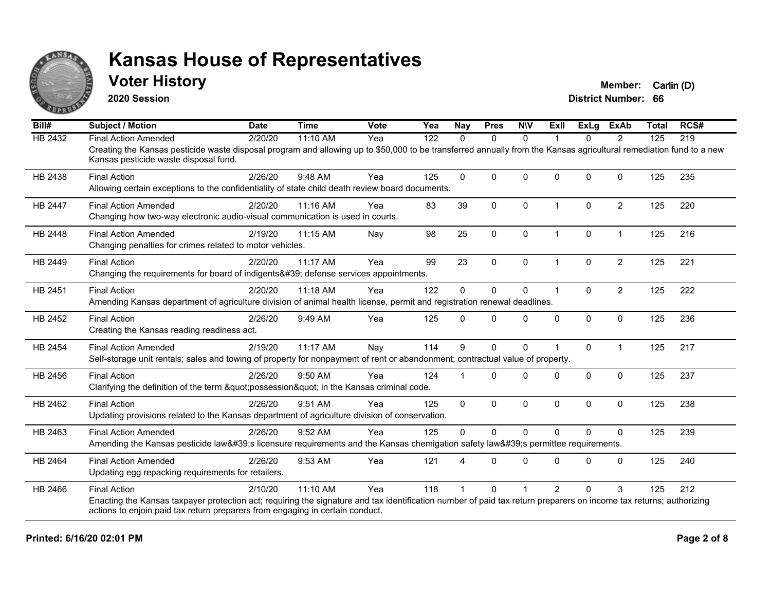# Kansas House of Representatives

## Voter History

**2020 Session**

**Member:** Carlin (D)
**District Number:** 66

| Bill# | Subject / Motion | Date | Time | Vote | Yea | Nay | Pres | N\V | ExII | ExLg | ExAb | Total | RCS# |
|---|---|---|---|---|---|---|---|---|---|---|---|---|---|
| HB 2432 | Final Action Amended | 2/20/20 | 11:10 AM | Yea | 122 | 0 | 0 | 0 | 1 | 0 | 2 | 125 | 219 |
| | Creating the Kansas pesticide waste disposal program and allowing up to $50,000 to be transferred annually from the Kansas agricultural remediation fund to a new Kansas pesticide waste disposal fund. | | | | | | | | | | | | |
| HB 2438 | Final Action | 2/26/20 | 9:48 AM | Yea | 125 | 0 | 0 | 0 | 0 | 0 | 0 | 125 | 235 |
| | Allowing certain exceptions to the confidentiality of state child death review board documents. | | | | | | | | | | | | |
| HB 2447 | Final Action Amended | 2/20/20 | 11:16 AM | Yea | 83 | 39 | 0 | 0 | 1 | 0 | 2 | 125 | 220 |
| | Changing how two-way electronic audio-visual communication is used in courts. | | | | | | | | | | | | |
| HB 2448 | Final Action Amended | 2/19/20 | 11:15 AM | Nay | 98 | 25 | 0 | 0 | 1 | 0 | 1 | 125 | 216 |
| | Changing penalties for crimes related to motor vehicles. | | | | | | | | | | | | |
| HB 2449 | Final Action | 2/20/20 | 11:17 AM | Yea | 99 | 23 | 0 | 0 | 1 | 0 | 2 | 125 | 221 |
| | Changing the requirements for board of indigents&#39; defense services appointments. | | | | | | | | | | | | |
| HB 2451 | Final Action | 2/20/20 | 11:18 AM | Yea | 122 | 0 | 0 | 0 | 1 | 0 | 2 | 125 | 222 |
| | Amending Kansas department of agriculture division of animal health license, permit and registration renewal deadlines. | | | | | | | | | | | | |
| HB 2452 | Final Action | 2/26/20 | 9:49 AM | Yea | 125 | 0 | 0 | 0 | 0 | 0 | 0 | 125 | 236 |
| | Creating the Kansas reading readiness act. | | | | | | | | | | | | |
| HB 2454 | Final Action Amended | 2/19/20 | 11:17 AM | Nay | 114 | 9 | 0 | 0 | 1 | 0 | 1 | 125 | 217 |
| | Self-storage unit rentals; sales and towing of property for nonpayment of rent or abandonment; contractual value of property. | | | | | | | | | | | | |
| HB 2456 | Final Action | 2/26/20 | 9:50 AM | Yea | 124 | 1 | 0 | 0 | 0 | 0 | 0 | 125 | 237 |
| | Clarifying the definition of the term &quot;possession&quot; in the Kansas criminal code. | | | | | | | | | | | | |
| HB 2462 | Final Action | 2/26/20 | 9:51 AM | Yea | 125 | 0 | 0 | 0 | 0 | 0 | 0 | 125 | 238 |
| | Updating provisions related to the Kansas department of agriculture division of conservation. | | | | | | | | | | | | |
| HB 2463 | Final Action Amended | 2/26/20 | 9:52 AM | Yea | 125 | 0 | 0 | 0 | 0 | 0 | 0 | 125 | 239 |
| | Amending the Kansas pesticide law&#39;s licensure requirements and the Kansas chemigation safety law&#39;s permittee requirements. | | | | | | | | | | | | |
| HB 2464 | Final Action Amended | 2/26/20 | 9:53 AM | Yea | 121 | 4 | 0 | 0 | 0 | 0 | 0 | 125 | 240 |
| | Updating egg repacking requirements for retailers. | | | | | | | | | | | | |
| HB 2466 | Final Action | 2/10/20 | 11:10 AM | Yea | 118 | 1 | 0 | 1 | 2 | 0 | 3 | 125 | 212 |
| | Enacting the Kansas taxpayer protection act; requiring the signature and tax identification number of paid tax return preparers on income tax returns; authorizing actions to enjoin paid tax return preparers from engaging in certain conduct. | | | | | | | | | | | | |

**Printed: 6/16/20 02:01 PM**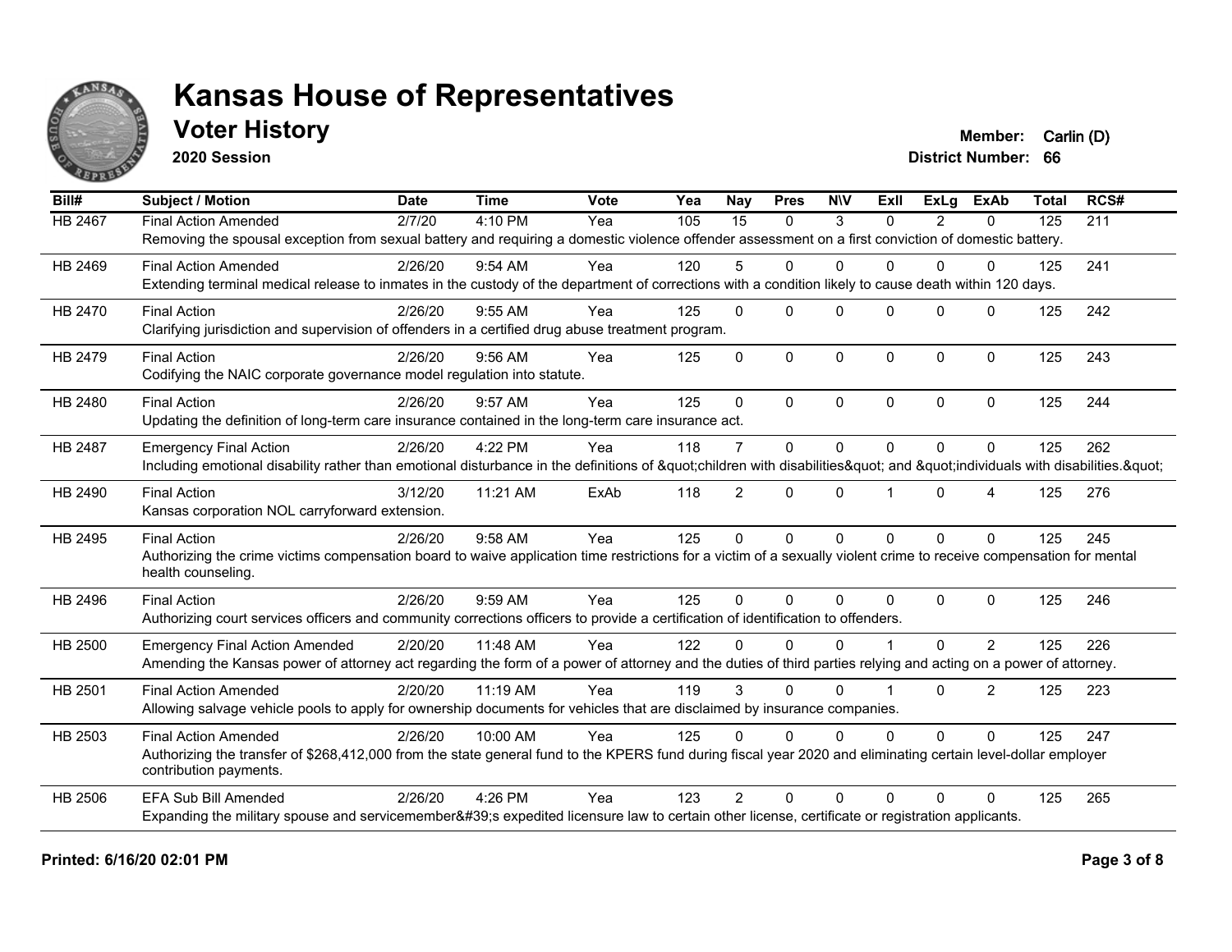# Kansas House of Representatives

## Voter History

**2020 Session**

**Member:** Carlin (D)
**District Number:** 66

| Bill# | Subject / Motion | Date | Time | Vote | Yea | Nay | Pres | N\V | ExII | ExLg | ExAb | Total | RCS# |
|---|---|---|---|---|---|---|---|---|---|---|---|---|---|
| HB 2467 | Final Action Amended | 2/7/20 | 4:10 PM | Yea | 105 | 15 | 0 | 3 | 0 | 2 | 0 | 125 | 211 |
| | Removing the spousal exception from sexual battery and requiring a domestic violence offender assessment on a first conviction of domestic battery. | | | | | | | | | | | | |
| HB 2469 | Final Action Amended | 2/26/20 | 9:54 AM | Yea | 120 | 5 | 0 | 0 | 0 | 0 | 0 | 125 | 241 |
| | Extending terminal medical release to inmates in the custody of the department of corrections with a condition likely to cause death within 120 days. | | | | | | | | | | | | |
| HB 2470 | Final Action | 2/26/20 | 9:55 AM | Yea | 125 | 0 | 0 | 0 | 0 | 0 | 0 | 125 | 242 |
| | Clarifying jurisdiction and supervision of offenders in a certified drug abuse treatment program. | | | | | | | | | | | | |
| HB 2479 | Final Action | 2/26/20 | 9:56 AM | Yea | 125 | 0 | 0 | 0 | 0 | 0 | 0 | 125 | 243 |
| | Codifying the NAIC corporate governance model regulation into statute. | | | | | | | | | | | | |
| HB 2480 | Final Action | 2/26/20 | 9:57 AM | Yea | 125 | 0 | 0 | 0 | 0 | 0 | 0 | 125 | 244 |
| | Updating the definition of long-term care insurance contained in the long-term care insurance act. | | | | | | | | | | | | |
| HB 2487 | Emergency Final Action | 2/26/20 | 4:22 PM | Yea | 118 | 7 | 0 | 0 | 0 | 0 | 0 | 125 | 262 |
| | Including emotional disability rather than emotional disturbance in the definitions of &quot;children with disabilities&quot; and &quot;individuals with disabilities.&quot; | | | | | | | | | | | | |
| HB 2490 | Final Action | 3/12/20 | 11:21 AM | ExAb | 118 | 2 | 0 | 0 | 1 | 0 | 4 | 125 | 276 |
| | Kansas corporation NOL carryforward extension. | | | | | | | | | | | | |
| HB 2495 | Final Action | 2/26/20 | 9:58 AM | Yea | 125 | 0 | 0 | 0 | 0 | 0 | 0 | 125 | 245 |
| | Authorizing the crime victims compensation board to waive application time restrictions for a victim of a sexually violent crime to receive compensation for mental health counseling. | | | | | | | | | | | | |
| HB 2496 | Final Action | 2/26/20 | 9:59 AM | Yea | 125 | 0 | 0 | 0 | 0 | 0 | 0 | 125 | 246 |
| | Authorizing court services officers and community corrections officers to provide a certification of identification to offenders. | | | | | | | | | | | | |
| HB 2500 | Emergency Final Action Amended | 2/20/20 | 11:48 AM | Yea | 122 | 0 | 0 | 0 | 1 | 0 | 2 | 125 | 226 |
| | Amending the Kansas power of attorney act regarding the form of a power of attorney and the duties of third parties relying and acting on a power of attorney. | | | | | | | | | | | | |
| HB 2501 | Final Action Amended | 2/20/20 | 11:19 AM | Yea | 119 | 3 | 0 | 0 | 1 | 0 | 2 | 125 | 223 |
| | Allowing salvage vehicle pools to apply for ownership documents for vehicles that are disclaimed by insurance companies. | | | | | | | | | | | | |
| HB 2503 | Final Action Amended | 2/26/20 | 10:00 AM | Yea | 125 | 0 | 0 | 0 | 0 | 0 | 0 | 125 | 247 |
| | Authorizing the transfer of $268,412,000 from the state general fund to the KPERS fund during fiscal year 2020 and eliminating certain level-dollar employer contribution payments. | | | | | | | | | | | | |
| HB 2506 | EFA Sub Bill Amended | 2/26/20 | 4:26 PM | Yea | 123 | 2 | 0 | 0 | 0 | 0 | 0 | 125 | 265 |
| | Expanding the military spouse and servicemember&#39;s expedited licensure law to certain other license, certificate or registration applicants. | | | | | | | | | | | | |

**Printed:** 6/16/20 02:01 PM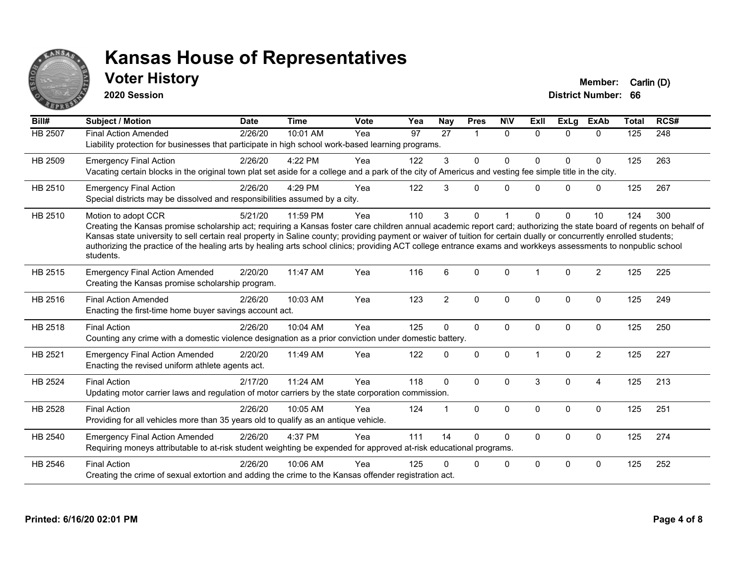# Kansas House of Representatives

## Voter History

**2020 Session**

**Member:** Carlin (D)
**District Number:** 66

| Bill# | Subject / Motion | Date | Time | Vote | Yea | Nay | Pres | N\V | ExII | ExLg | ExAb | Total | RCS# |
|---|---|---|---|---|---|---|---|---|---|---|---|---|---|
| HB 2507 | Final Action Amended | 2/26/20 | 10:01 AM | Yea | 97 | 27 | 1 | 0 | 0 | 0 | 0 | 125 | 248 |
| | Liability protection for businesses that participate in high school work-based learning programs. | | | | | | | | | | | | |
| HB 2509 | Emergency Final Action | 2/26/20 | 4:22 PM | Yea | 122 | 3 | 0 | 0 | 0 | 0 | 0 | 125 | 263 |
| | Vacating certain blocks in the original town plat set aside for a college and a park of the city of Americus and vesting fee simple title in the city. | | | | | | | | | | | | |
| HB 2510 | Emergency Final Action | 2/26/20 | 4:29 PM | Yea | 122 | 3 | 0 | 0 | 0 | 0 | 0 | 125 | 267 |
| | Special districts may be dissolved and responsibilities assumed by a city. | | | | | | | | | | | | |
| HB 2510 | Motion to adopt CCR | 5/21/20 | 11:59 PM | Yea | 110 | 3 | 0 | 1 | 0 | 0 | 10 | 124 | 300 |
| | Creating the Kansas promise scholarship act; requiring a Kansas foster care children annual academic report card; authorizing the state board of regents on behalf of Kansas state university to sell certain real property in Saline county; providing payment or waiver of tuition for certain dually or concurrently enrolled students; authorizing the practice of the healing arts by healing arts school clinics; providing ACT college entrance exams and workkeys assessments to nonpublic school students. | | | | | | | | | | | | |
| HB 2515 | Emergency Final Action Amended | 2/20/20 | 11:47 AM | Yea | 116 | 6 | 0 | 0 | 1 | 0 | 2 | 125 | 225 |
| | Creating the Kansas promise scholarship program. | | | | | | | | | | | | |
| HB 2516 | Final Action Amended | 2/26/20 | 10:03 AM | Yea | 123 | 2 | 0 | 0 | 0 | 0 | 0 | 125 | 249 |
| | Enacting the first-time home buyer savings account act. | | | | | | | | | | | | |
| HB 2518 | Final Action | 2/26/20 | 10:04 AM | Yea | 125 | 0 | 0 | 0 | 0 | 0 | 0 | 125 | 250 |
| | Counting any crime with a domestic violence designation as a prior conviction under domestic battery. | | | | | | | | | | | | |
| HB 2521 | Emergency Final Action Amended | 2/20/20 | 11:49 AM | Yea | 122 | 0 | 0 | 0 | 1 | 0 | 2 | 125 | 227 |
| | Enacting the revised uniform athlete agents act. | | | | | | | | | | | | |
| HB 2524 | Final Action | 2/17/20 | 11:24 AM | Yea | 118 | 0 | 0 | 0 | 3 | 0 | 4 | 125 | 213 |
| | Updating motor carrier laws and regulation of motor carriers by the state corporation commission. | | | | | | | | | | | | |
| HB 2528 | Final Action | 2/26/20 | 10:05 AM | Yea | 124 | 1 | 0 | 0 | 0 | 0 | 0 | 125 | 251 |
| | Providing for all vehicles more than 35 years old to qualify as an antique vehicle. | | | | | | | | | | | | |
| HB 2540 | Emergency Final Action Amended | 2/26/20 | 4:37 PM | Yea | 111 | 14 | 0 | 0 | 0 | 0 | 0 | 125 | 274 |
| | Requiring moneys attributable to at-risk student weighting be expended for approved at-risk educational programs. | | | | | | | | | | | | |
| HB 2546 | Final Action | 2/26/20 | 10:06 AM | Yea | 125 | 0 | 0 | 0 | 0 | 0 | 0 | 125 | 252 |
| | Creating the crime of sexual extortion and adding the crime to the Kansas offender registration act. | | | | | | | | | | | | |

**Printed: 6/16/20 02:01 PM**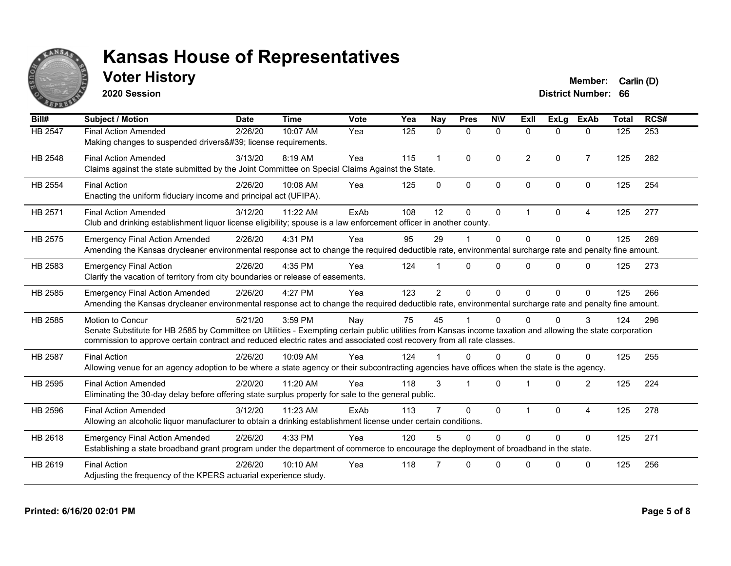# Kansas House of Representatives

## Voter History

**2020 Session**

**Member:** Carlin (D)
**District Number:** 66

| Bill# | Subject / Motion | Date | Time | Vote | Yea | Nay | Pres | N\V | ExII | ExLg | ExAb | Total | RCS# |
|---|---|---|---|---|---|---|---|---|---|---|---|---|---|
| HB 2547 | Final Action Amended<br>Making changes to suspended drivers&#39; license requirements. | 2/26/20 | 10:07 AM | Yea | 125 | 0 | 0 | 0 | 0 | 0 | 0 | 125 | 253 |
| HB 2548 | Final Action Amended<br>Claims against the state submitted by the Joint Committee on Special Claims Against the State. | 3/13/20 | 8:19 AM | Yea | 115 | 1 | 0 | 0 | 2 | 0 | 7 | 125 | 282 |
| HB 2554 | Final Action<br>Enacting the uniform fiduciary income and principal act (UFIPA). | 2/26/20 | 10:08 AM | Yea | 125 | 0 | 0 | 0 | 0 | 0 | 0 | 125 | 254 |
| HB 2571 | Final Action Amended<br>Club and drinking establishment liquor license eligibility; spouse is a law enforcement officer in another county. | 3/12/20 | 11:22 AM | ExAb | 108 | 12 | 0 | 0 | 1 | 0 | 4 | 125 | 277 |
| HB 2575 | Emergency Final Action Amended<br>Amending the Kansas drycleaner environmental response act to change the required deductible rate, environmental surcharge rate and penalty fine amount. | 2/26/20 | 4:31 PM | Yea | 95 | 29 | 1 | 0 | 0 | 0 | 0 | 125 | 269 |
| HB 2583 | Emergency Final Action<br>Clarify the vacation of territory from city boundaries or release of easements. | 2/26/20 | 4:35 PM | Yea | 124 | 1 | 0 | 0 | 0 | 0 | 0 | 125 | 273 |
| HB 2585 | Emergency Final Action Amended<br>Amending the Kansas drycleaner environmental response act to change the required deductible rate, environmental surcharge rate and penalty fine amount. | 2/26/20 | 4:27 PM | Yea | 123 | 2 | 0 | 0 | 0 | 0 | 0 | 125 | 266 |
| HB 2585 | Motion to Concur<br>Senate Substitute for HB 2585 by Committee on Utilities - Exempting certain public utilities from Kansas income taxation and allowing the state corporation commission to approve certain contract and reduced electric rates and associated cost recovery from all rate classes. | 5/21/20 | 3:59 PM | Nay | 75 | 45 | 1 | 0 | 0 | 0 | 3 | 124 | 296 |
| HB 2587 | Final Action<br>Allowing venue for an agency adoption to be where a state agency or their subcontracting agencies have offices when the state is the agency. | 2/26/20 | 10:09 AM | Yea | 124 | 1 | 0 | 0 | 0 | 0 | 0 | 125 | 255 |
| HB 2595 | Final Action Amended<br>Eliminating the 30-day delay before offering state surplus property for sale to the general public. | 2/20/20 | 11:20 AM | Yea | 118 | 3 | 1 | 0 | 1 | 0 | 2 | 125 | 224 |
| HB 2596 | Final Action Amended<br>Allowing an alcoholic liquor manufacturer to obtain a drinking establishment license under certain conditions. | 3/12/20 | 11:23 AM | ExAb | 113 | 7 | 0 | 0 | 1 | 0 | 4 | 125 | 278 |
| HB 2618 | Emergency Final Action Amended<br>Establishing a state broadband grant program under the department of commerce to encourage the deployment of broadband in the state. | 2/26/20 | 4:33 PM | Yea | 120 | 5 | 0 | 0 | 0 | 0 | 0 | 125 | 271 |
| HB 2619 | Final Action<br>Adjusting the frequency of the KPERS actuarial experience study. | 2/26/20 | 10:10 AM | Yea | 118 | 7 | 0 | 0 | 0 | 0 | 0 | 125 | 256 |

**Printed: 6/16/20 02:01 PM**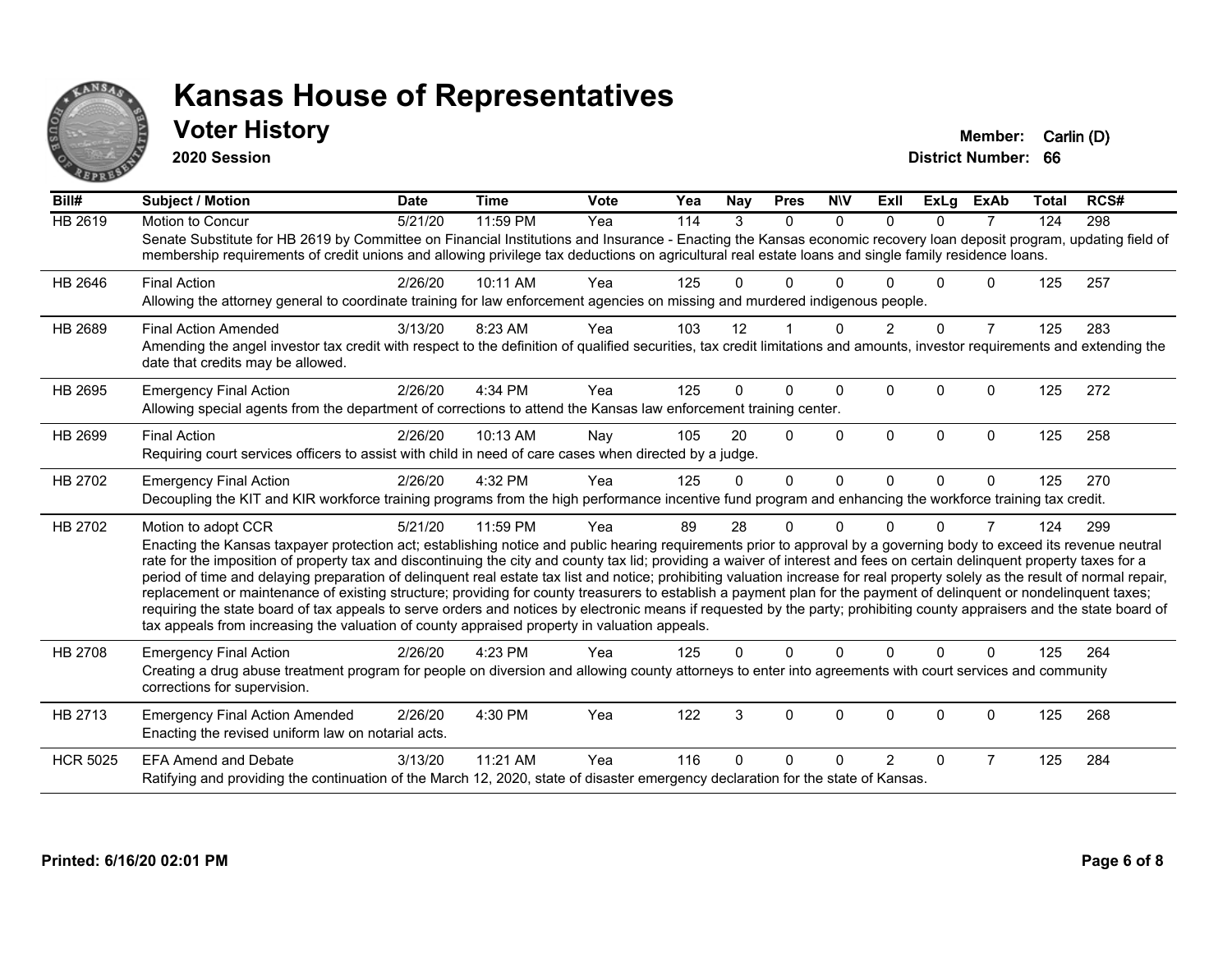# Kansas House of Representatives

## Voter History

**2020 Session**

**Member:** Carlin (D)
**District Number:** 66

| Bill# | Subject / Motion | Date | Time | Vote | Yea | Nay | Pres | N\V | ExII | ExLg | ExAb | Total | RCS# |
|---|---|---|---|---|---|---|---|---|---|---|---|---|---|
| HB 2619 | Motion to Concur | 5/21/20 | 11:59 PM | Yea | 114 | 3 | 0 | 0 | 0 | 0 | 7 | 124 | 298 |
| | Senate Substitute for HB 2619 by Committee on Financial Institutions and Insurance - Enacting the Kansas economic recovery loan deposit program, updating field of membership requirements of credit unions and allowing privilege tax deductions on agricultural real estate loans and single family residence loans. | | | | | | | | | | | | |
| HB 2646 | Final Action | 2/26/20 | 10:11 AM | Yea | 125 | 0 | 0 | 0 | 0 | 0 | 0 | 125 | 257 |
| | Allowing the attorney general to coordinate training for law enforcement agencies on missing and murdered indigenous people. | | | | | | | | | | | | |
| HB 2689 | Final Action Amended | 3/13/20 | 8:23 AM | Yea | 103 | 12 | 1 | 0 | 2 | 0 | 7 | 125 | 283 |
| | Amending the angel investor tax credit with respect to the definition of qualified securities, tax credit limitations and amounts, investor requirements and extending the date that credits may be allowed. | | | | | | | | | | | | |
| HB 2695 | Emergency Final Action | 2/26/20 | 4:34 PM | Yea | 125 | 0 | 0 | 0 | 0 | 0 | 0 | 125 | 272 |
| | Allowing special agents from the department of corrections to attend the Kansas law enforcement training center. | | | | | | | | | | | | |
| HB 2699 | Final Action | 2/26/20 | 10:13 AM | Nay | 105 | 20 | 0 | 0 | 0 | 0 | 0 | 125 | 258 |
| | Requiring court services officers to assist with child in need of care cases when directed by a judge. | | | | | | | | | | | | |
| HB 2702 | Emergency Final Action | 2/26/20 | 4:32 PM | Yea | 125 | 0 | 0 | 0 | 0 | 0 | 0 | 125 | 270 |
| | Decoupling the KIT and KIR workforce training programs from the high performance incentive fund program and enhancing the workforce training tax credit. | | | | | | | | | | | | |
| HB 2702 | Motion to adopt CCR | 5/21/20 | 11:59 PM | Yea | 89 | 28 | 0 | 0 | 0 | 0 | 7 | 124 | 299 |
| | Enacting the Kansas taxpayer protection act; establishing notice and public hearing requirements prior to approval by a governing body to exceed its revenue neutral rate for the imposition of property tax and discontinuing the city and county tax lid; providing a waiver of interest and fees on certain delinquent property taxes for a period of time and delaying preparation of delinquent real estate tax list and notice; prohibiting valuation increase for real property solely as the result of normal repair, replacement or maintenance of existing structure; providing for county treasurers to establish a payment plan for the payment of delinquent or nondelinquent taxes; requiring the state board of tax appeals to serve orders and notices by electronic means if requested by the party; prohibiting county appraisers and the state board of tax appeals from increasing the valuation of county appraised property in valuation appeals. | | | | | | | | | | | | |
| HB 2708 | Emergency Final Action | 2/26/20 | 4:23 PM | Yea | 125 | 0 | 0 | 0 | 0 | 0 | 0 | 125 | 264 |
| | Creating a drug abuse treatment program for people on diversion and allowing county attorneys to enter into agreements with court services and community corrections for supervision. | | | | | | | | | | | | |
| HB 2713 | Emergency Final Action Amended | 2/26/20 | 4:30 PM | Yea | 122 | 3 | 0 | 0 | 0 | 0 | 0 | 125 | 268 |
| | Enacting the revised uniform law on notarial acts. | | | | | | | | | | | | |
| HCR 5025 | EFA Amend and Debate | 3/13/20 | 11:21 AM | Yea | 116 | 0 | 0 | 0 | 2 | 0 | 7 | 125 | 284 |
| | Ratifying and providing the continuation of the March 12, 2020, state of disaster emergency declaration for the state of Kansas. | | | | | | | | | | | | |

**Printed: 6/16/20 02:01 PM**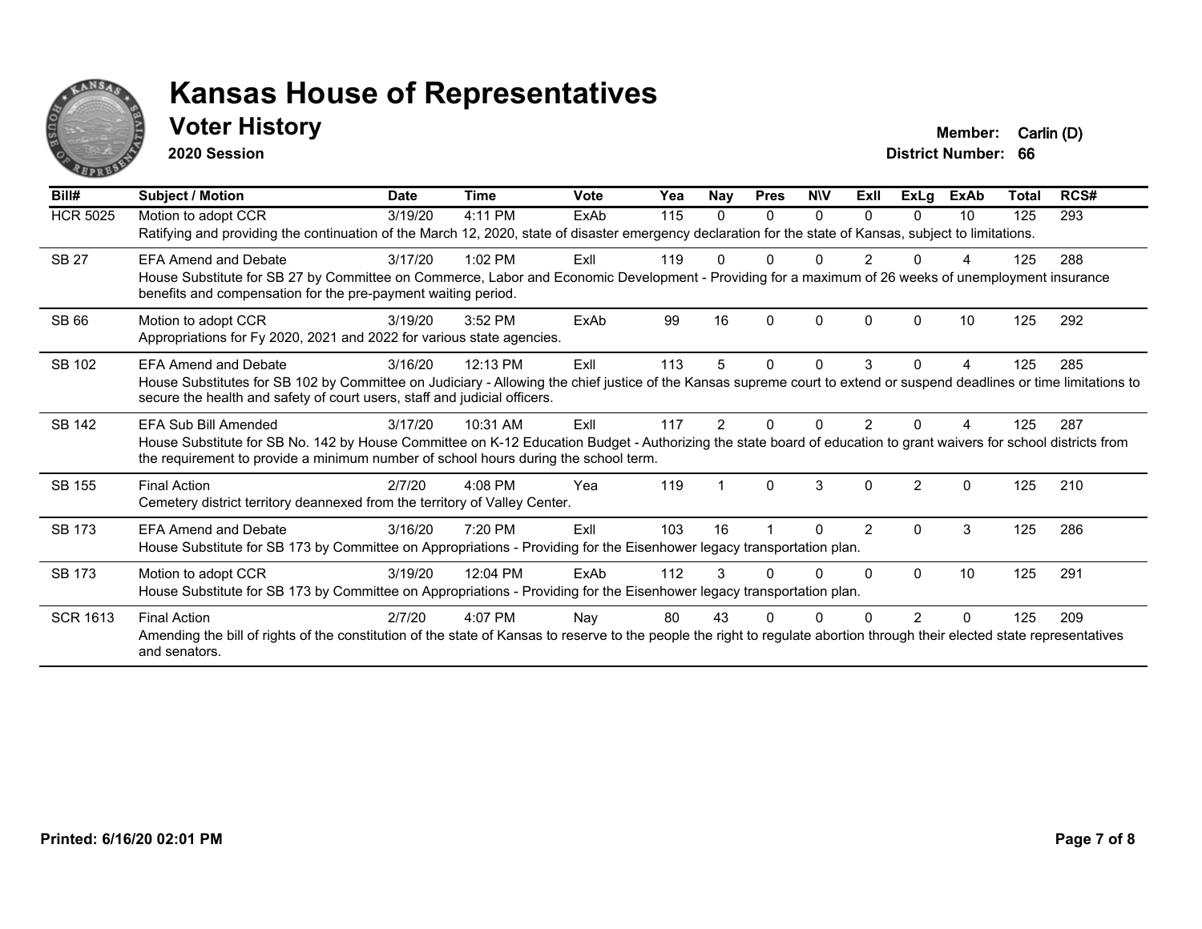# Kansas House of Representatives

## Voter History

**2020 Session**

**Member:** Carlin (D)
**District Number:** 66

| Bill# | Subject / Motion | Date | Time | Vote | Yea | Nay | Pres | N\V | ExII | ExLg | ExAb | Total | RCS# |
|---|---|---|---|---|---|---|---|---|---|---|---|---|---|
| HCR 5025 | Motion to adopt CCR | 3/19/20 | 4:11 PM | ExAb | 115 | 0 | 0 | 0 | 0 | 0 | 10 | 125 | 293 |
| | Ratifying and providing the continuation of the March 12, 2020, state of disaster emergency declaration for the state of Kansas, subject to limitations. | | | | | | | | | | | | |
| SB 27 | EFA Amend and Debate | 3/17/20 | 1:02 PM | ExII | 119 | 0 | 0 | 0 | 2 | 0 | 4 | 125 | 288 |
| | House Substitute for SB 27 by Committee on Commerce, Labor and Economic Development - Providing for a maximum of 26 weeks of unemployment insurance benefits and compensation for the pre-payment waiting period. | | | | | | | | | | | | |
| SB 66 | Motion to adopt CCR | 3/19/20 | 3:52 PM | ExAb | 99 | 16 | 0 | 0 | 0 | 0 | 10 | 125 | 292 |
| | Appropriations for Fy 2020, 2021 and 2022 for various state agencies. | | | | | | | | | | | | |
| SB 102 | EFA Amend and Debate | 3/16/20 | 12:13 PM | ExII | 113 | 5 | 0 | 0 | 3 | 0 | 4 | 125 | 285 |
| | House Substitutes for SB 102 by Committee on Judiciary - Allowing the chief justice of the Kansas supreme court to extend or suspend deadlines or time limitations to secure the health and safety of court users, staff and judicial officers. | | | | | | | | | | | | |
| SB 142 | EFA Sub Bill Amended | 3/17/20 | 10:31 AM | ExII | 117 | 2 | 0 | 0 | 2 | 0 | 4 | 125 | 287 |
| | House Substitute for SB No. 142 by House Committee on K-12 Education Budget - Authorizing the state board of education to grant waivers for school districts from the requirement to provide a minimum number of school hours during the school term. | | | | | | | | | | | | |
| SB 155 | Final Action | 2/7/20 | 4:08 PM | Yea | 119 | 1 | 0 | 3 | 0 | 2 | 0 | 125 | 210 |
| | Cemetery district territory deannexed from the territory of Valley Center. | | | | | | | | | | | | |
| SB 173 | EFA Amend and Debate | 3/16/20 | 7:20 PM | ExII | 103 | 16 | 1 | 0 | 2 | 0 | 3 | 125 | 286 |
| | House Substitute for SB 173 by Committee on Appropriations - Providing for the Eisenhower legacy transportation plan. | | | | | | | | | | | | |
| SB 173 | Motion to adopt CCR | 3/19/20 | 12:04 PM | ExAb | 112 | 3 | 0 | 0 | 0 | 0 | 10 | 125 | 291 |
| | House Substitute for SB 173 by Committee on Appropriations - Providing for the Eisenhower legacy transportation plan. | | | | | | | | | | | | |
| SCR 1613 | Final Action | 2/7/20 | 4:07 PM | Nay | 80 | 43 | 0 | 0 | 0 | 2 | 0 | 125 | 209 |
| | Amending the bill of rights of the constitution of the state of Kansas to reserve to the people the right to regulate abortion through their elected state representatives and senators. | | | | | | | | | | | | |

**Printed: 6/16/20 02:01 PM**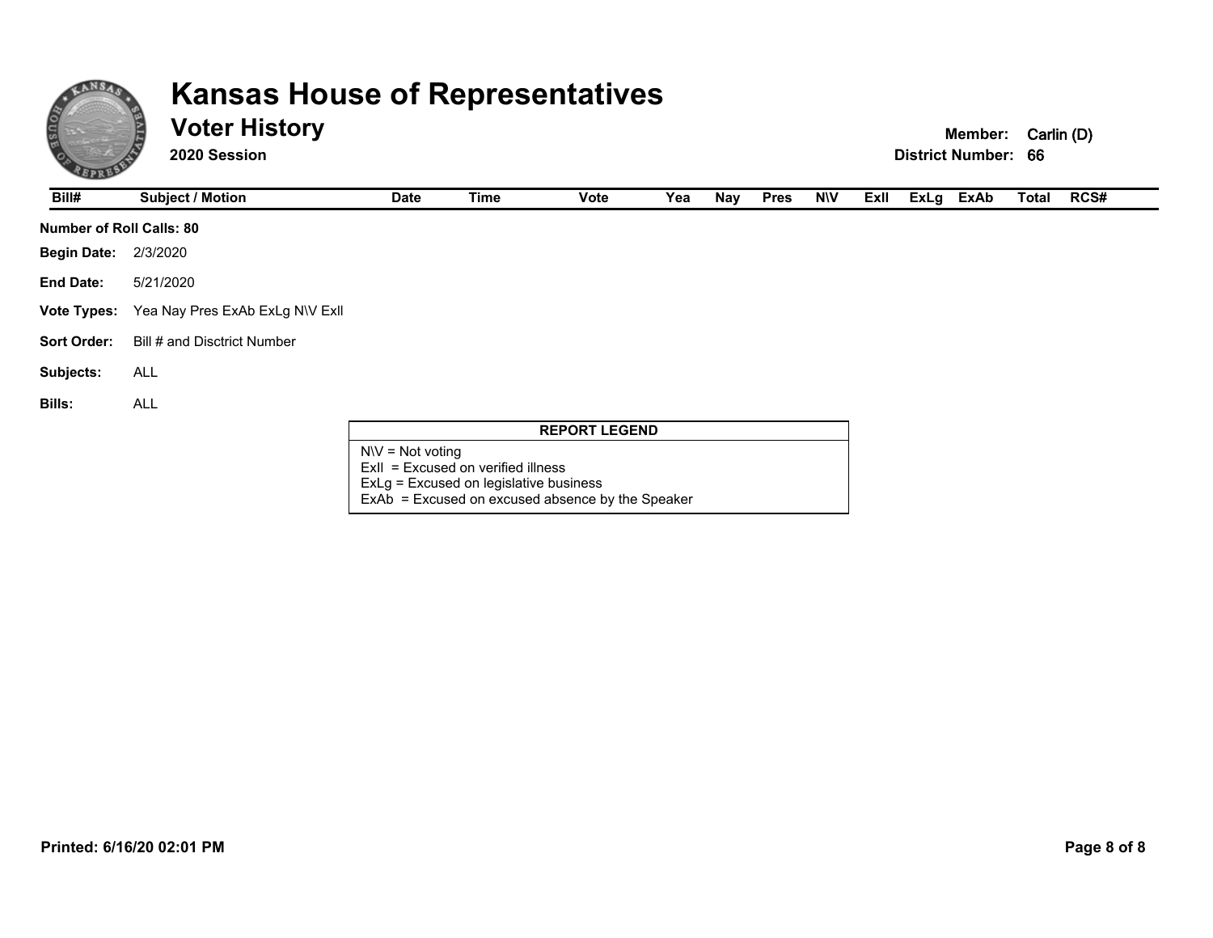# Kansas House of Representatives

## Voter History

**2020 Session**

**Member:** Carlin (D)
**District Number:** 66

| Bill# | Subject / Motion | Date | Time | Vote | Yea | Nay | Pres | N\V | ExIl | ExLg | ExAb | Total | RCS# |
|---|---|---|---|---|---|---|---|---|---|---|---|---|---|

**Number of Roll Calls: 80**

**Begin Date:** 2/3/2020

**End Date:** 5/21/2020

**Vote Types:** Yea Nay Pres ExAb ExLg N\V ExIl

**Sort Order:** Bill # and Disctrict Number

**Subjects:** ALL

**Bills:** ALL

| REPORT LEGEND |
|---|
| N\V = Not voting |
| ExIl = Excused on verified illness |
| ExLg = Excused on legislative business |
| ExAb = Excused on excused absence by the Speaker |

**Printed: 6/16/20 02:01 PM**